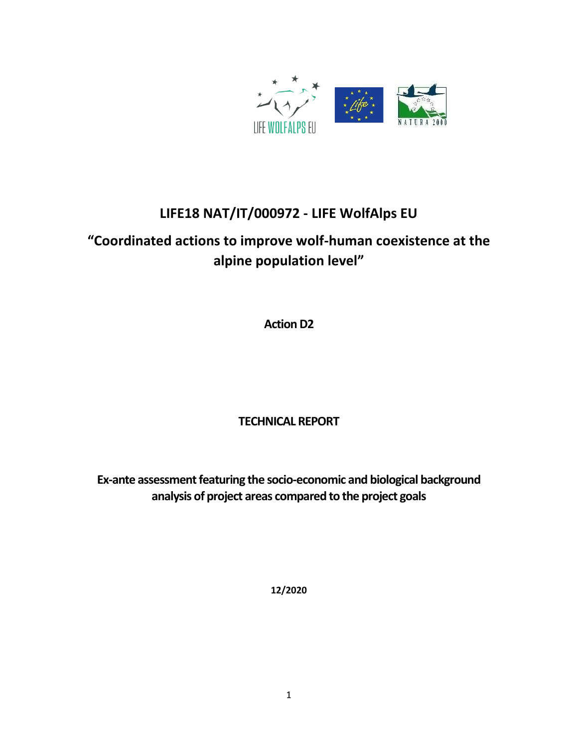# LIFE18 NAT/IT/000972 - LIFE WolfAlps EU

## "Coordinated actions to improve wolf-human coexistence at the alpine population level"

**Action D2**

**TECHNICAL REPORT**

**Ex-ante assessment featuring the socio-economic and biological background analysis of project areas compared to the project goals**

**12/2020**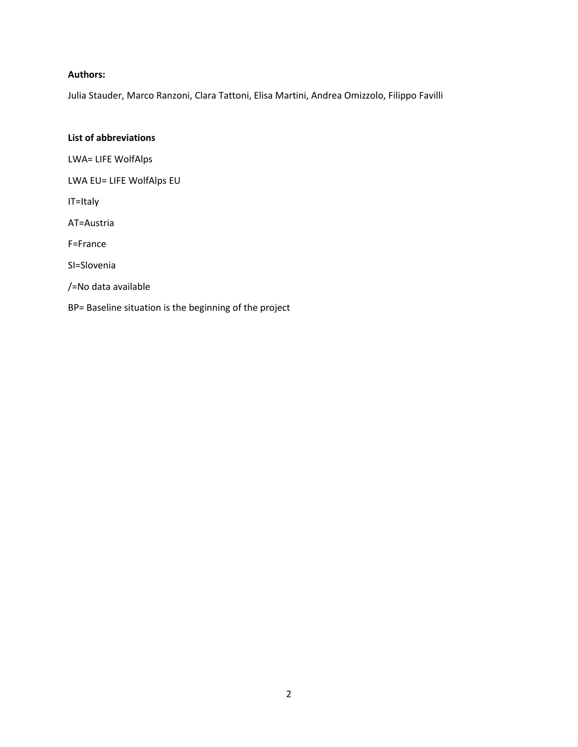**Authors:**

Julia Stauder, Marco Ranzoni, Clara Tattoni, Elisa Martini, Andrea Omizzolo, Filippo Favilli

**List of abbreviations**

LWA= LIFE WolfAlps

LWA EU= LIFE WolfAlps EU

IT=Italy

AT=Austria

F=France

SI=Slovenia

/=No data available

BP= Baseline situation is the beginning of the project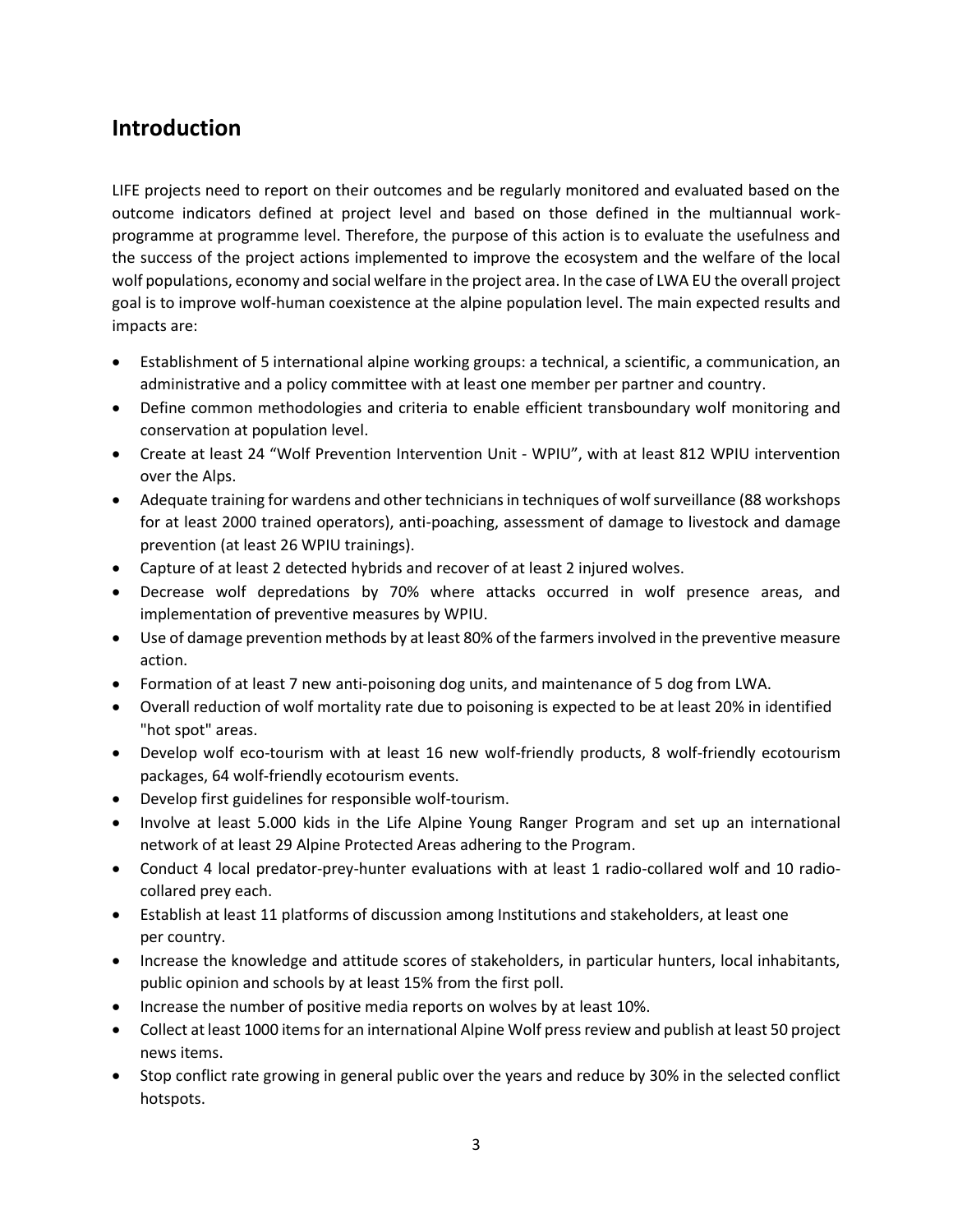## Introduction

LIFE projects need to report on their outcomes and be regularly monitored and evaluated based on the outcome indicators defined at project level and based on those defined in the multiannual work-programme at programme level. Therefore, the purpose of this action is to evaluate the usefulness and the success of the project actions implemented to improve the ecosystem and the welfare of the local wolf populations, economy and social welfare in the project area. In the case of LWA EU the overall project goal is to improve wolf-human coexistence at the alpine population level. The main expected results and impacts are:

- Establishment of 5 international alpine working groups: a technical, a scientific, a communication, an administrative and a policy committee with at least one member per partner and country.
- Define common methodologies and criteria to enable efficient transboundary wolf monitoring and conservation at population level.
- Create at least 24 "Wolf Prevention Intervention Unit - WPIU", with at least 812 WPIU intervention over the Alps.
- Adequate training for wardens and other technicians in techniques of wolf surveillance (88 workshops for at least 2000 trained operators), anti-poaching, assessment of damage to livestock and damage prevention (at least 26 WPIU trainings).
- Capture of at least 2 detected hybrids and recover of at least 2 injured wolves.
- Decrease wolf depredations by 70% where attacks occurred in wolf presence areas, and implementation of preventive measures by WPIU.
- Use of damage prevention methods by at least 80% of the farmers involved in the preventive measure action.
- Formation of at least 7 new anti-poisoning dog units, and maintenance of 5 dog from LWA.
- Overall reduction of wolf mortality rate due to poisoning is expected to be at least 20% in identified "hot spot" areas.
- Develop wolf eco-tourism with at least 16 new wolf-friendly products, 8 wolf-friendly ecotourism packages, 64 wolf-friendly ecotourism events.
- Develop first guidelines for responsible wolf-tourism.
- Involve at least 5.000 kids in the Life Alpine Young Ranger Program and set up an international network of at least 29 Alpine Protected Areas adhering to the Program.
- Conduct 4 local predator-prey-hunter evaluations with at least 1 radio-collared wolf and 10 radio-collared prey each.
- Establish at least 11 platforms of discussion among Institutions and stakeholders, at least one per country.
- Increase the knowledge and attitude scores of stakeholders, in particular hunters, local inhabitants, public opinion and schools by at least 15% from the first poll.
- Increase the number of positive media reports on wolves by at least 10%.
- Collect at least 1000 items for an international Alpine Wolf press review and publish at least 50 project news items.
- Stop conflict rate growing in general public over the years and reduce by 30% in the selected conflict hotspots.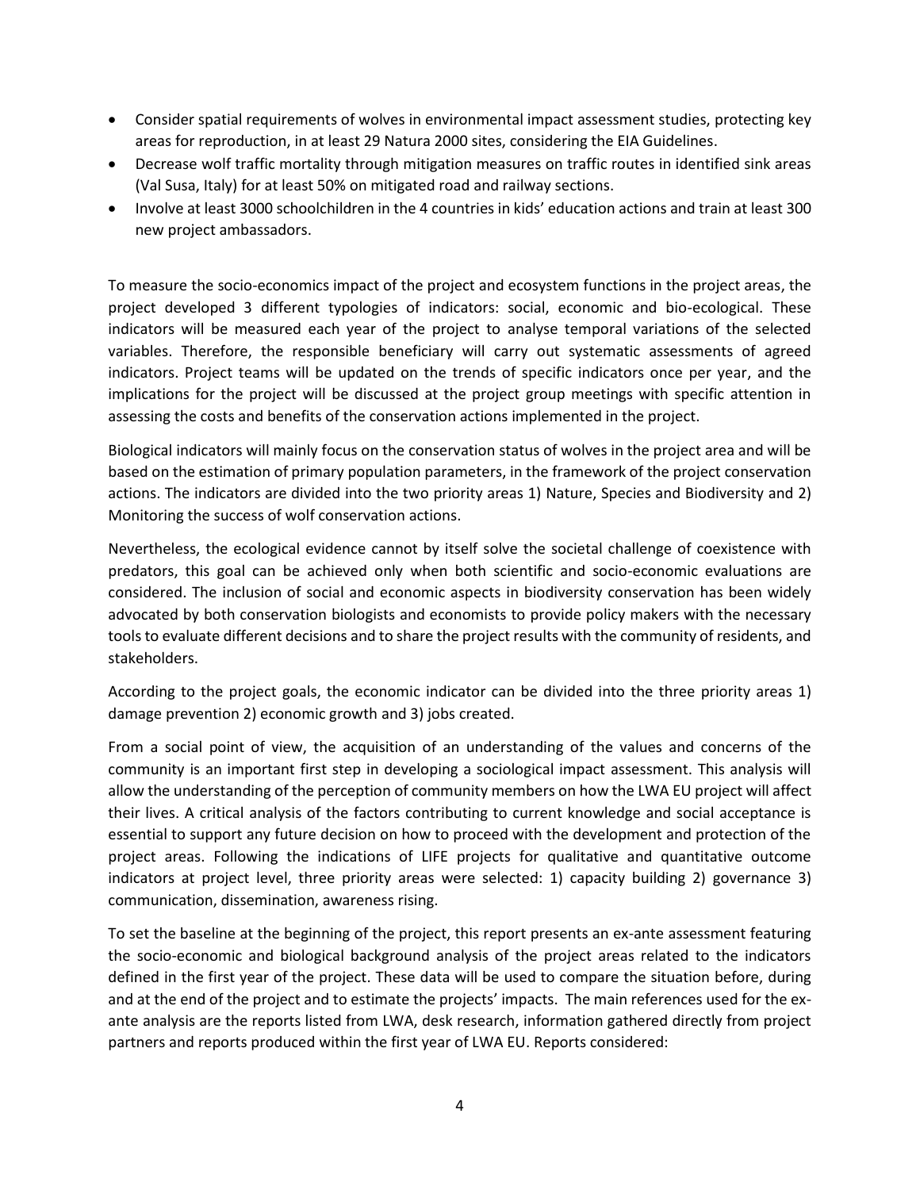- Consider spatial requirements of wolves in environmental impact assessment studies, protecting key areas for reproduction, in at least 29 Natura 2000 sites, considering the EIA Guidelines.
- Decrease wolf traffic mortality through mitigation measures on traffic routes in identified sink areas (Val Susa, Italy) for at least 50% on mitigated road and railway sections.
- Involve at least 3000 schoolchildren in the 4 countries in kids' education actions and train at least 300 new project ambassadors.

To measure the socio-economics impact of the project and ecosystem functions in the project areas, the project developed 3 different typologies of indicators: social, economic and bio-ecological. These indicators will be measured each year of the project to analyse temporal variations of the selected variables. Therefore, the responsible beneficiary will carry out systematic assessments of agreed indicators. Project teams will be updated on the trends of specific indicators once per year, and the implications for the project will be discussed at the project group meetings with specific attention in assessing the costs and benefits of the conservation actions implemented in the project.

Biological indicators will mainly focus on the conservation status of wolves in the project area and will be based on the estimation of primary population parameters, in the framework of the project conservation actions. The indicators are divided into the two priority areas 1) Nature, Species and Biodiversity and 2) Monitoring the success of wolf conservation actions.

Nevertheless, the ecological evidence cannot by itself solve the societal challenge of coexistence with predators, this goal can be achieved only when both scientific and socio-economic evaluations are considered. The inclusion of social and economic aspects in biodiversity conservation has been widely advocated by both conservation biologists and economists to provide policy makers with the necessary tools to evaluate different decisions and to share the project results with the community of residents, and stakeholders.

According to the project goals, the economic indicator can be divided into the three priority areas 1) damage prevention 2) economic growth and 3) jobs created.

From a social point of view, the acquisition of an understanding of the values and concerns of the community is an important first step in developing a sociological impact assessment. This analysis will allow the understanding of the perception of community members on how the LWA EU project will affect their lives. A critical analysis of the factors contributing to current knowledge and social acceptance is essential to support any future decision on how to proceed with the development and protection of the project areas. Following the indications of LIFE projects for qualitative and quantitative outcome indicators at project level, three priority areas were selected: 1) capacity building 2) governance 3) communication, dissemination, awareness rising.

To set the baseline at the beginning of the project, this report presents an ex-ante assessment featuring the socio-economic and biological background analysis of the project areas related to the indicators defined in the first year of the project. These data will be used to compare the situation before, during and at the end of the project and to estimate the projects' impacts. The main references used for the ex-ante analysis are the reports listed from LWA, desk research, information gathered directly from project partners and reports produced within the first year of LWA EU. Reports considered: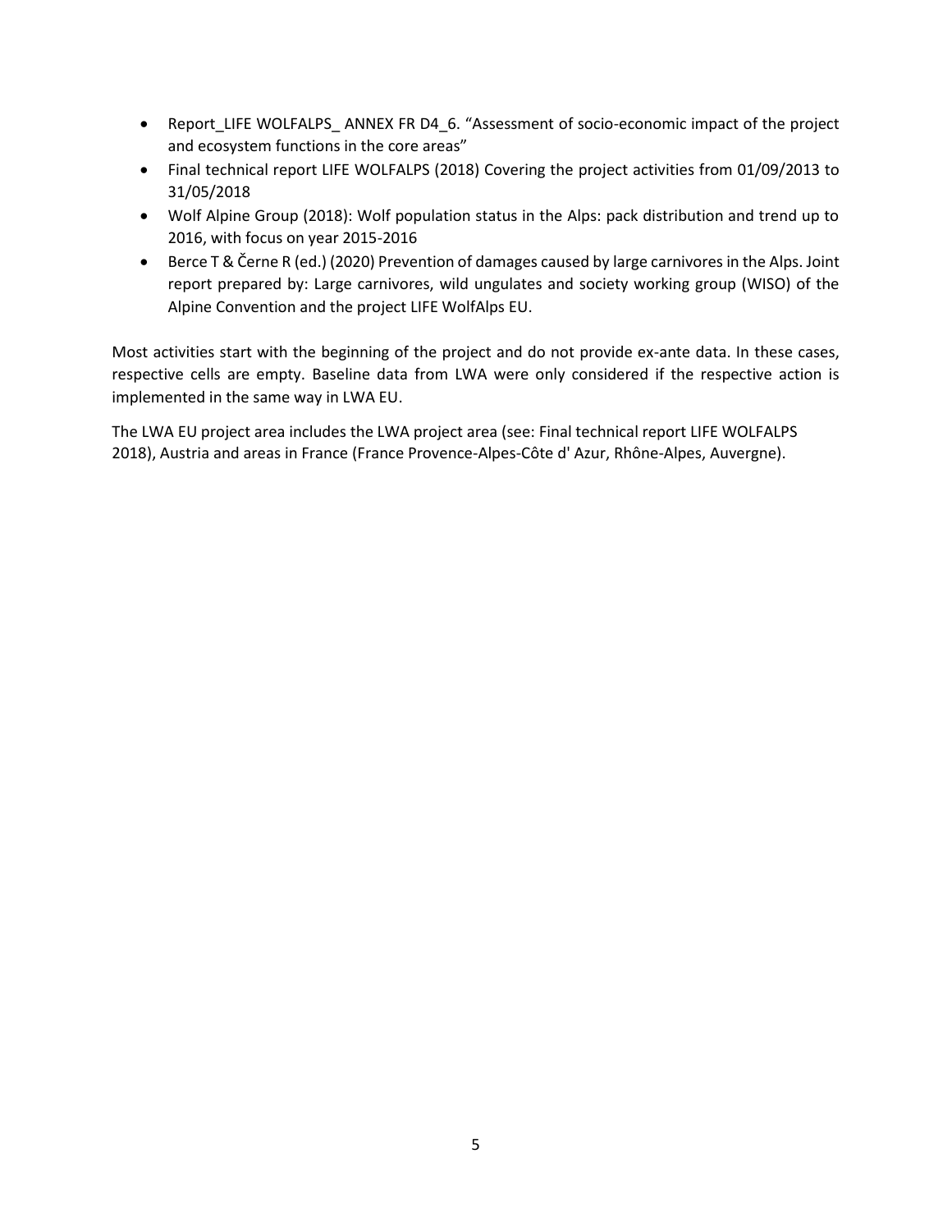- Report_LIFE WOLFALPS_ ANNEX FR D4_6. "Assessment of socio-economic impact of the project and ecosystem functions in the core areas"
- Final technical report LIFE WOLFALPS (2018) Covering the project activities from 01/09/2013 to 31/05/2018
- Wolf Alpine Group (2018): Wolf population status in the Alps: pack distribution and trend up to 2016, with focus on year 2015-2016
- Berce T & Černe R (ed.) (2020) Prevention of damages caused by large carnivores in the Alps. Joint report prepared by: Large carnivores, wild ungulates and society working group (WISO) of the Alpine Convention and the project LIFE WolfAlps EU.

Most activities start with the beginning of the project and do not provide ex-ante data. In these cases, respective cells are empty. Baseline data from LWA were only considered if the respective action is implemented in the same way in LWA EU.

The LWA EU project area includes the LWA project area (see: Final technical report LIFE WOLFALPS 2018), Austria and areas in France (France Provence-Alpes-Côte d' Azur, Rhône-Alpes, Auvergne).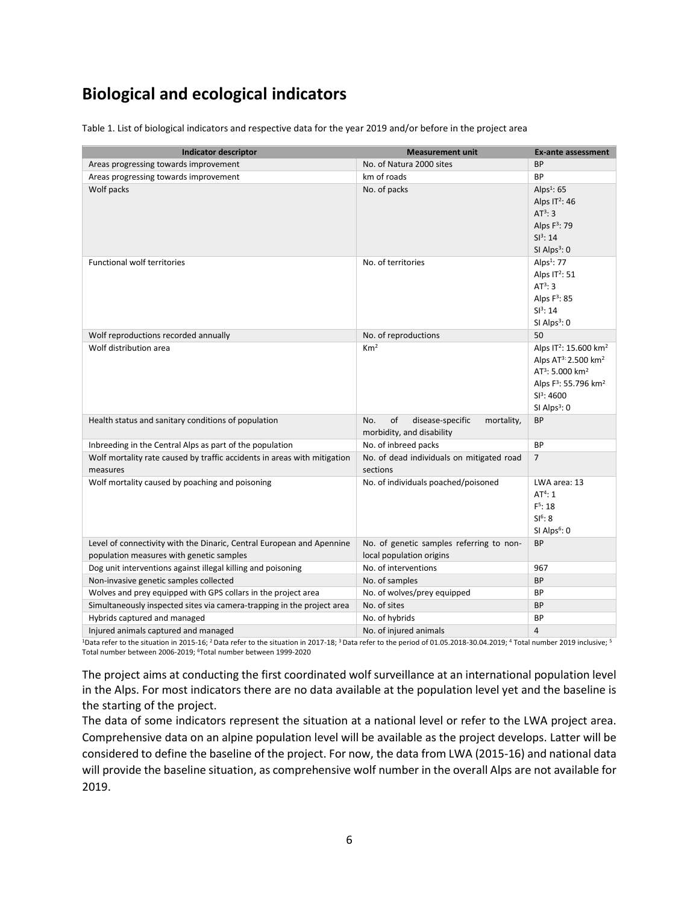# Biological and ecological indicators

Table 1. List of biological indicators and respective data for the year 2019 and/or before in the project area

| Indicator descriptor | Measurement unit | Ex-ante assessment |
|---|---|---|
| Areas progressing towards improvement | No. of Natura 2000 sites | BP |
| Areas progressing towards improvement | km of roads | BP |
| Wolf packs | No. of packs | Alps[1]: 65<br>Alps IT[2]: 46<br>AT[3]: 3<br>Alps F[3]: 79<br>SI[3]: 14<br>SI Alps[3]: 0 |
| Functional wolf territories | No. of territories | Alps[1]: 77<br>Alps IT[2]: 51<br>AT[3]: 3<br>Alps F[3]: 85<br>SI[3]: 14<br>SI Alps[3]: 0 |
| Wolf reproductions recorded annually | No. of reproductions | 50 |
| Wolf distribution area | $Km^2$ | Alps IT[2]: 15.600 $km^2$<br>Alps AT[3]: 2.500 $km^2$<br>AT[3]: 5.000 $km^2$<br>Alps F[3]: 55.796 $km^2$<br>SI[3]: 4600<br>SI Alps[3]: 0 |
| Health status and sanitary conditions of population | No. of disease-specific mortality, morbidity, and disability | BP |
| Inbreeding in the Central Alps as part of the population | No. of inbreed packs | BP |
| Wolf mortality rate caused by traffic accidents in areas with mitigation measures | No. of dead individuals on mitigated road sections | 7 |
| Wolf mortality caused by poaching and poisoning | No. of individuals poached/poisoned | LWA area: 13<br>AT[4]: 1<br>F[5]: 18<br>SI[6]: 8<br>SI Alps[6]: 0 |
| Level of connectivity with the Dinaric, Central European and Apennine population measures with genetic samples | No. of genetic samples referring to non-local population origins | BP |
| Dog unit interventions against illegal killing and poisoning | No. of interventions | 967 |
| Non-invasive genetic samples collected | No. of samples | BP |
| Wolves and prey equipped with GPS collars in the project area | No. of wolves/prey equipped | BP |
| Simultaneously inspected sites via camera-trapping in the project area | No. of sites | BP |
| Hybrids captured and managed | No. of hybrids | BP |
| Injured animals captured and managed | No. of injured animals | 4 |

[1]Data refer to the situation in 2015-16; [2] Data refer to the situation in 2017-18; [3] Data refer to the period of 01.05.2018-30.04.2019; [4] Total number 2019 inclusive; [5] Total number between 2006-2019; [6]Total number between 1999-2020

The project aims at conducting the first coordinated wolf surveillance at an international population level in the Alps. For most indicators there are no data available at the population level yet and the baseline is the starting of the project.

The data of some indicators represent the situation at a national level or refer to the LWA project area. Comprehensive data on an alpine population level will be available as the project develops. Latter will be considered to define the baseline of the project. For now, the data from LWA (2015-16) and national data will provide the baseline situation, as comprehensive wolf number in the overall Alps are not available for 2019.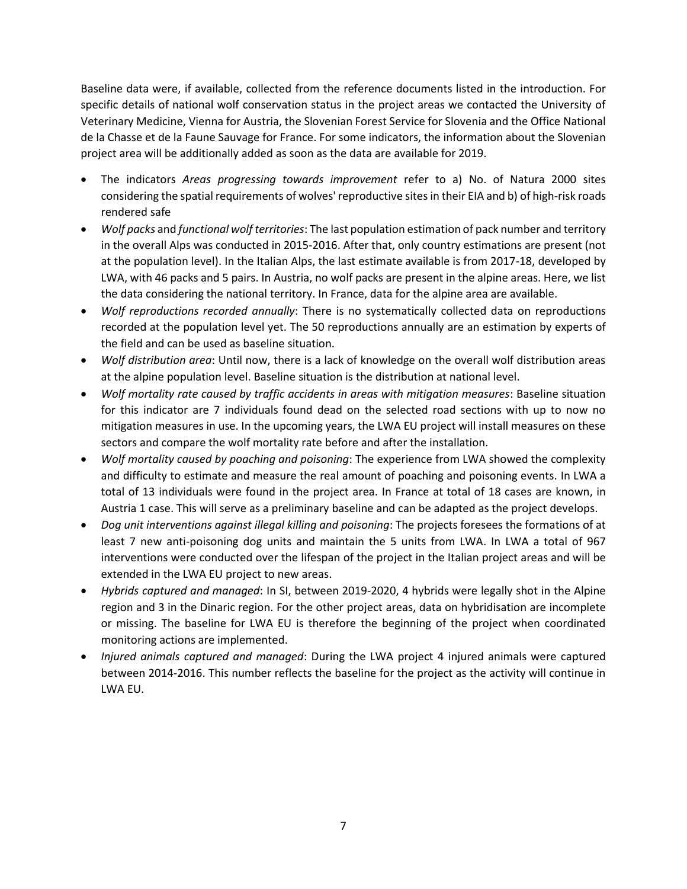Baseline data were, if available, collected from the reference documents listed in the introduction. For specific details of national wolf conservation status in the project areas we contacted the University of Veterinary Medicine, Vienna for Austria, the Slovenian Forest Service for Slovenia and the Office National de la Chasse et de la Faune Sauvage for France. For some indicators, the information about the Slovenian project area will be additionally added as soon as the data are available for 2019.

- The indicators *Areas progressing towards improvement* refer to a) No. of Natura 2000 sites considering the spatial requirements of wolves' reproductive sites in their EIA and b) of high-risk roads rendered safe
- *Wolf packs* and *functional wolf territories*: The last population estimation of pack number and territory in the overall Alps was conducted in 2015-2016. After that, only country estimations are present (not at the population level). In the Italian Alps, the last estimate available is from 2017-18, developed by LWA, with 46 packs and 5 pairs. In Austria, no wolf packs are present in the alpine areas. Here, we list the data considering the national territory. In France, data for the alpine area are available.
- *Wolf reproductions recorded annually*: There is no systematically collected data on reproductions recorded at the population level yet. The 50 reproductions annually are an estimation by experts of the field and can be used as baseline situation.
- *Wolf distribution area*: Until now, there is a lack of knowledge on the overall wolf distribution areas at the alpine population level. Baseline situation is the distribution at national level.
- *Wolf mortality rate caused by traffic accidents in areas with mitigation measures*: Baseline situation for this indicator are 7 individuals found dead on the selected road sections with up to now no mitigation measures in use. In the upcoming years, the LWA EU project will install measures on these sectors and compare the wolf mortality rate before and after the installation.
- *Wolf mortality caused by poaching and poisoning*: The experience from LWA showed the complexity and difficulty to estimate and measure the real amount of poaching and poisoning events. In LWA a total of 13 individuals were found in the project area. In France at total of 18 cases are known, in Austria 1 case. This will serve as a preliminary baseline and can be adapted as the project develops.
- *Dog unit interventions against illegal killing and poisoning*: The projects foresees the formations of at least 7 new anti-poisoning dog units and maintain the 5 units from LWA. In LWA a total of 967 interventions were conducted over the lifespan of the project in the Italian project areas and will be extended in the LWA EU project to new areas.
- *Hybrids captured and managed*: In SI, between 2019-2020, 4 hybrids were legally shot in the Alpine region and 3 in the Dinaric region. For the other project areas, data on hybridisation are incomplete or missing. The baseline for LWA EU is therefore the beginning of the project when coordinated monitoring actions are implemented.
- *Injured animals captured and managed*: During the LWA project 4 injured animals were captured between 2014-2016. This number reflects the baseline for the project as the activity will continue in LWA EU.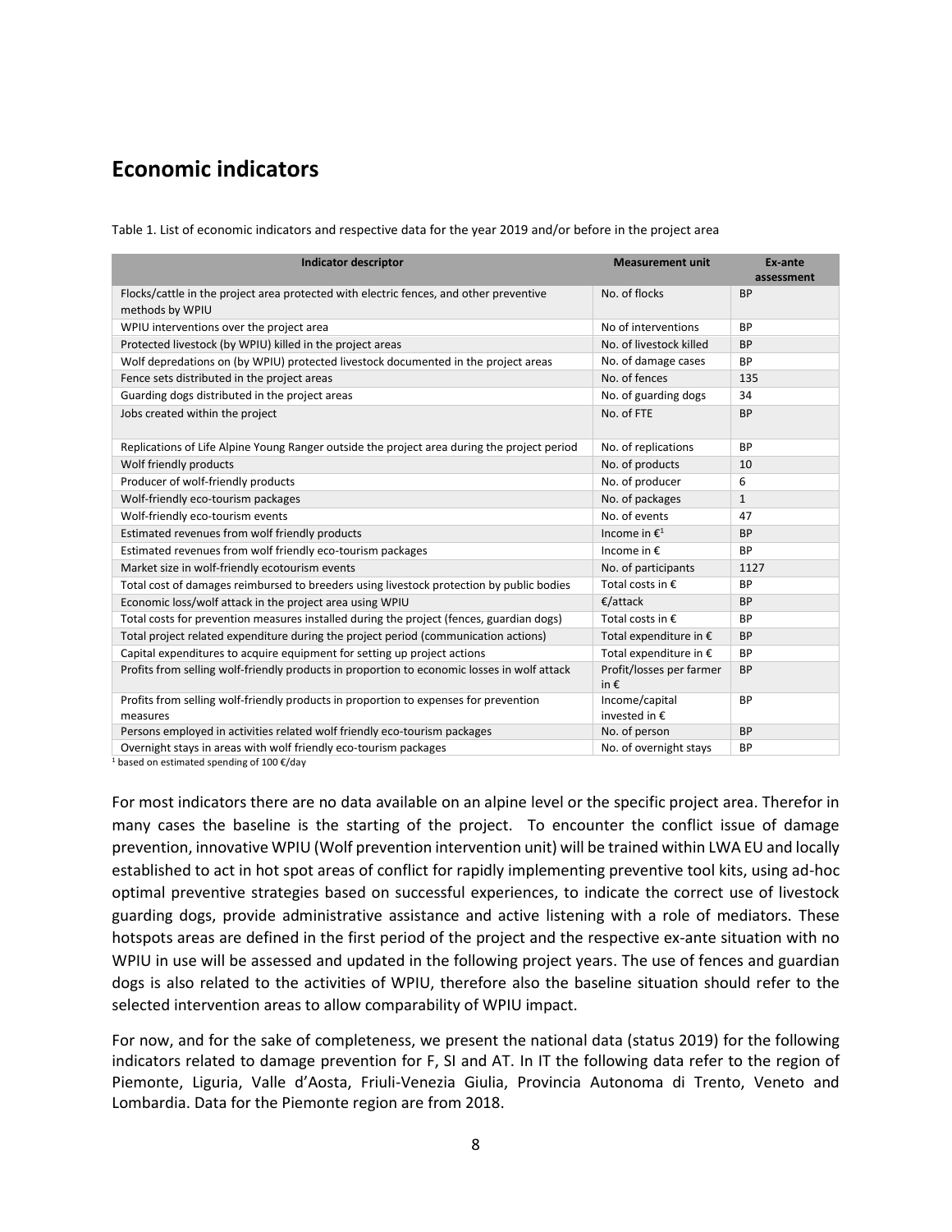## Economic indicators

Table 1. List of economic indicators and respective data for the year 2019 and/or before in the project area

| Indicator descriptor | Measurement unit | Ex-ante assessment |
|---|---|---|
| Flocks/cattle in the project area protected with electric fences, and other preventive methods by WPIU | No. of flocks | BP |
| WPIU interventions over the project area | No of interventions | BP |
| Protected livestock (by WPIU) killed in the project areas | No. of livestock killed | BP |
| Wolf depredations on (by WPIU) protected livestock documented in the project areas | No. of damage cases | BP |
| Fence sets distributed in the project areas | No. of fences | 135 |
| Guarding dogs distributed in the project areas | No. of guarding dogs | 34 |
| Jobs created within the project | No. of FTE | BP |
| Replications of Life Alpine Young Ranger outside the project area during the project period | No. of replications | BP |
| Wolf friendly products | No. of products | 10 |
| Producer of wolf-friendly products | No. of producer | 6 |
| Wolf-friendly eco-tourism packages | No. of packages | 1 |
| Wolf-friendly eco-tourism events | No. of events | 47 |
| Estimated revenues from wolf friendly products | Income in €[1] | BP |
| Estimated revenues from wolf friendly eco-tourism packages | Income in € | BP |
| Market size in wolf-friendly ecotourism events | No. of participants | 1127 |
| Total cost of damages reimbursed to breeders using livestock protection by public bodies | Total costs in € | BP |
| Economic loss/wolf attack in the project area using WPIU | €/attack | BP |
| Total costs for prevention measures installed during the project (fences, guardian dogs) | Total costs in € | BP |
| Total project related expenditure during the project period (communication actions) | Total expenditure in € | BP |
| Capital expenditures to acquire equipment for setting up project actions | Total expenditure in € | BP |
| Profits from selling wolf-friendly products in proportion to economic losses in wolf attack | Profit/losses per farmer in € | BP |
| Profits from selling wolf-friendly products in proportion to expenses for prevention measures | Income/capital invested in € | BP |
| Persons employed in activities related wolf friendly eco-tourism packages | No. of person | BP |
| Overnight stays in areas with wolf friendly eco-tourism packages | No. of overnight stays | BP |

[1] based on estimated spending of 100 €/day

For most indicators there are no data available on an alpine level or the specific project area. Therefor in many cases the baseline is the starting of the project. To encounter the conflict issue of damage prevention, innovative WPIU (Wolf prevention intervention unit) will be trained within LWA EU and locally established to act in hot spot areas of conflict for rapidly implementing preventive tool kits, using ad-hoc optimal preventive strategies based on successful experiences, to indicate the correct use of livestock guarding dogs, provide administrative assistance and active listening with a role of mediators. These hotspots areas are defined in the first period of the project and the respective ex-ante situation with no WPIU in use will be assessed and updated in the following project years. The use of fences and guardian dogs is also related to the activities of WPIU, therefore also the baseline situation should refer to the selected intervention areas to allow comparability of WPIU impact.

For now, and for the sake of completeness, we present the national data (status 2019) for the following indicators related to damage prevention for F, SI and AT. In IT the following data refer to the region of Piemonte, Liguria, Valle d'Aosta, Friuli-Venezia Giulia, Provincia Autonoma di Trento, Veneto and Lombardia. Data for the Piemonte region are from 2018.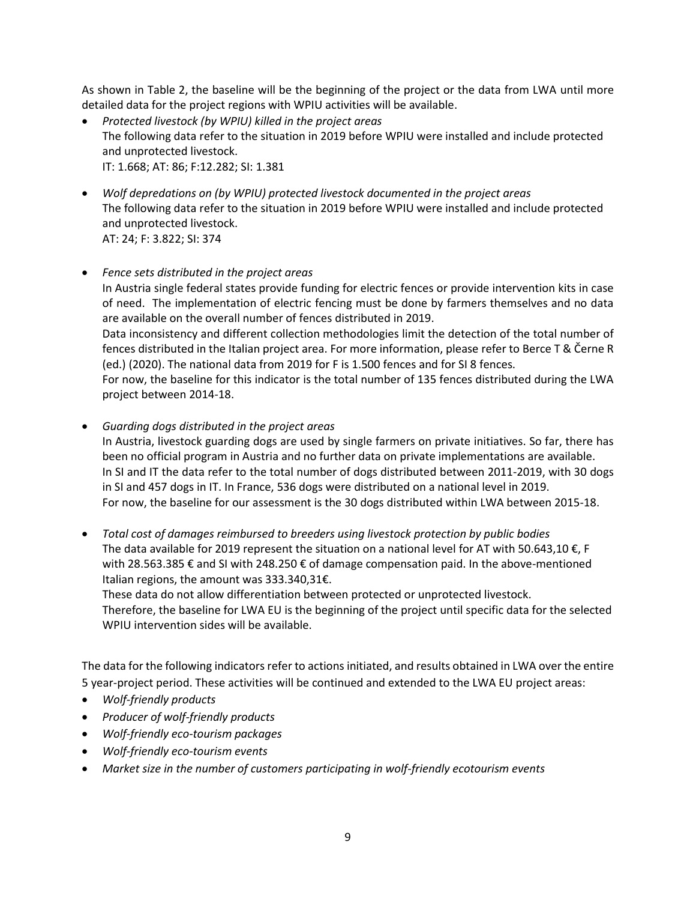As shown in Table 2, the baseline will be the beginning of the project or the data from LWA until more detailed data for the project regions with WPIU activities will be available.

- *Protected livestock (by WPIU) killed in the project areas*
  The following data refer to the situation in 2019 before WPIU were installed and include protected and unprotected livestock.
  IT: 1.668; AT: 86; F:12.282; SI: 1.381

- *Wolf depredations on (by WPIU) protected livestock documented in the project areas*
  The following data refer to the situation in 2019 before WPIU were installed and include protected and unprotected livestock.
  AT: 24; F: 3.822; SI: 374

- *Fence sets distributed in the project areas*
  In Austria single federal states provide funding for electric fences or provide intervention kits in case of need. The implementation of electric fencing must be done by farmers themselves and no data are available on the overall number of fences distributed in 2019.
  Data inconsistency and different collection methodologies limit the detection of the total number of fences distributed in the Italian project area. For more information, please refer to Berce T & Černe R (ed.) (2020). The national data from 2019 for F is 1.500 fences and for SI 8 fences.
  For now, the baseline for this indicator is the total number of 135 fences distributed during the LWA project between 2014-18.

- *Guarding dogs distributed in the project areas*
  In Austria, livestock guarding dogs are used by single farmers on private initiatives. So far, there has been no official program in Austria and no further data on private implementations are available.
  In SI and IT the data refer to the total number of dogs distributed between 2011-2019, with 30 dogs in SI and 457 dogs in IT. In France, 536 dogs were distributed on a national level in 2019.
  For now, the baseline for our assessment is the 30 dogs distributed within LWA between 2015-18.

- *Total cost of damages reimbursed to breeders using livestock protection by public bodies*
  The data available for 2019 represent the situation on a national level for AT with 50.643,10 €, F with 28.563.385 € and SI with 248.250 € of damage compensation paid. In the above-mentioned Italian regions, the amount was 333.340,31€.
  These data do not allow differentiation between protected or unprotected livestock.
  Therefore, the baseline for LWA EU is the beginning of the project until specific data for the selected WPIU intervention sides will be available.

The data for the following indicators refer to actions initiated, and results obtained in LWA over the entire 5 year-project period. These activities will be continued and extended to the LWA EU project areas:

- *Wolf-friendly products*
- *Producer of wolf-friendly products*
- *Wolf-friendly eco-tourism packages*
- *Wolf-friendly eco-tourism events*
- *Market size in the number of customers participating in wolf-friendly ecotourism events*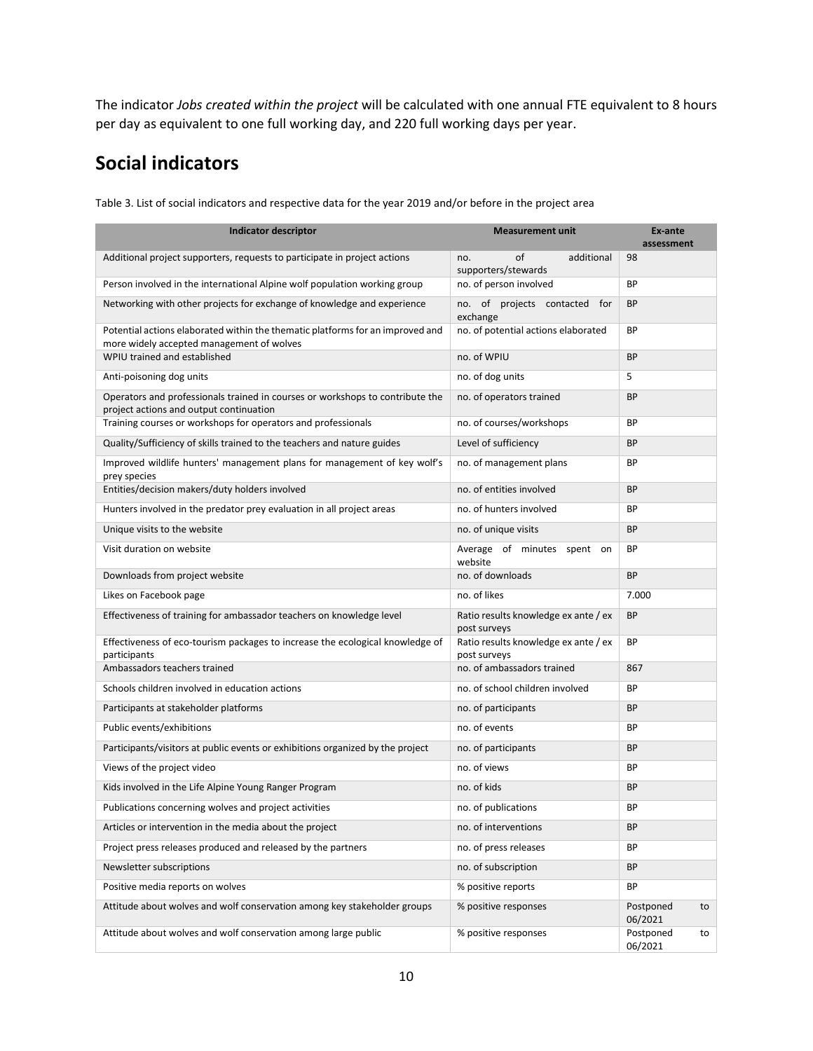The indicator *Jobs created within the project* will be calculated with one annual FTE equivalent to 8 hours per day as equivalent to one full working day, and 220 full working days per year.

# Social indicators

Table 3. List of social indicators and respective data for the year 2019 and/or before in the project area

| Indicator descriptor | Measurement unit | Ex-ante assessment |
| --- | --- | --- |
| Additional project supporters, requests to participate in project actions | no. of additional supporters/stewards | 98 |
| Person involved in the international Alpine wolf population working group | no. of person involved | BP |
| Networking with other projects for exchange of knowledge and experience | no. of projects contacted for exchange | BP |
| Potential actions elaborated within the thematic platforms for an improved and more widely accepted management of wolves | no. of potential actions elaborated | BP |
| WPIU trained and established | no. of WPIU | BP |
| Anti-poisoning dog units | no. of dog units | 5 |
| Operators and professionals trained in courses or workshops to contribute the project actions and output continuation | no. of operators trained | BP |
| Training courses or workshops for operators and professionals | no. of courses/workshops | BP |
| Quality/Sufficiency of skills trained to the teachers and nature guides | Level of sufficiency | BP |
| Improved wildlife hunters' management plans for management of key wolf's prey species | no. of management plans | BP |
| Entities/decision makers/duty holders involved | no. of entities involved | BP |
| Hunters involved in the predator prey evaluation in all project areas | no. of hunters involved | BP |
| Unique visits to the website | no. of unique visits | BP |
| Visit duration on website | Average of minutes spent on website | BP |
| Downloads from project website | no. of downloads | BP |
| Likes on Facebook page | no. of likes | 7.000 |
| Effectiveness of training for ambassador teachers on knowledge level | Ratio results knowledge ex ante / ex post surveys | BP |
| Effectiveness of eco-tourism packages to increase the ecological knowledge of participants | Ratio results knowledge ex ante / ex post surveys | BP |
| Ambassadors teachers trained | no. of ambassadors trained | 867 |
| Schools children involved in education actions | no. of school children involved | BP |
| Participants at stakeholder platforms | no. of participants | BP |
| Public events/exhibitions | no. of events | BP |
| Participants/visitors at public events or exhibitions organized by the project | no. of participants | BP |
| Views of the project video | no. of views | BP |
| Kids involved in the Life Alpine Young Ranger Program | no. of kids | BP |
| Publications concerning wolves and project activities | no. of publications | BP |
| Articles or intervention in the media about the project | no. of interventions | BP |
| Project press releases produced and released by the partners | no. of press releases | BP |
| Newsletter subscriptions | no. of subscription | BP |
| Positive media reports on wolves | % positive reports | BP |
| Attitude about wolves and wolf conservation among key stakeholder groups | % positive responses | Postponed to 06/2021 |
| Attitude about wolves and wolf conservation among large public | % positive responses | Postponed to 06/2021 |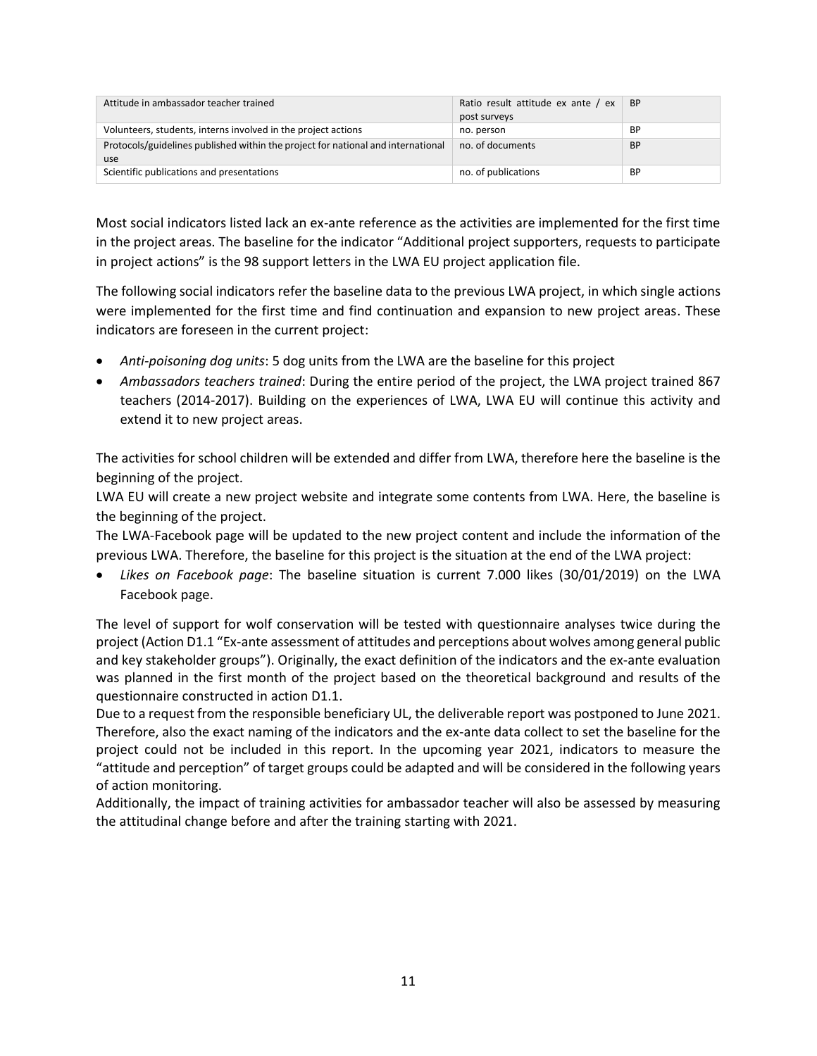| | | |
|---|---|---|
| Attitude in ambassador teacher trained | Ratio result attitude ex ante / ex post surveys | BP |
| Volunteers, students, interns involved in the project actions | no. person | BP |
| Protocols/guidelines published within the project for national and international use | no. of documents | BP |
| Scientific publications and presentations | no. of publications | BP |

Most social indicators listed lack an ex-ante reference as the activities are implemented for the first time in the project areas. The baseline for the indicator "Additional project supporters, requests to participate in project actions" is the 98 support letters in the LWA EU project application file.

The following social indicators refer the baseline data to the previous LWA project, in which single actions were implemented for the first time and find continuation and expansion to new project areas. These indicators are foreseen in the current project:

- *Anti-poisoning dog units*: 5 dog units from the LWA are the baseline for this project
- *Ambassadors teachers trained*: During the entire period of the project, the LWA project trained 867 teachers (2014-2017). Building on the experiences of LWA, LWA EU will continue this activity and extend it to new project areas.

The activities for school children will be extended and differ from LWA, therefore here the baseline is the beginning of the project.
LWA EU will create a new project website and integrate some contents from LWA. Here, the baseline is the beginning of the project.
The LWA-Facebook page will be updated to the new project content and include the information of the previous LWA. Therefore, the baseline for this project is the situation at the end of the LWA project:

- *Likes on Facebook page*: The baseline situation is current 7.000 likes (30/01/2019) on the LWA Facebook page.

The level of support for wolf conservation will be tested with questionnaire analyses twice during the project (Action D1.1 "Ex-ante assessment of attitudes and perceptions about wolves among general public and key stakeholder groups"). Originally, the exact definition of the indicators and the ex-ante evaluation was planned in the first month of the project based on the theoretical background and results of the questionnaire constructed in action D1.1.
Due to a request from the responsible beneficiary UL, the deliverable report was postponed to June 2021. Therefore, also the exact naming of the indicators and the ex-ante data collect to set the baseline for the project could not be included in this report. In the upcoming year 2021, indicators to measure the "attitude and perception" of target groups could be adapted and will be considered in the following years of action monitoring.
Additionally, the impact of training activities for ambassador teacher will also be assessed by measuring the attitudinal change before and after the training starting with 2021.